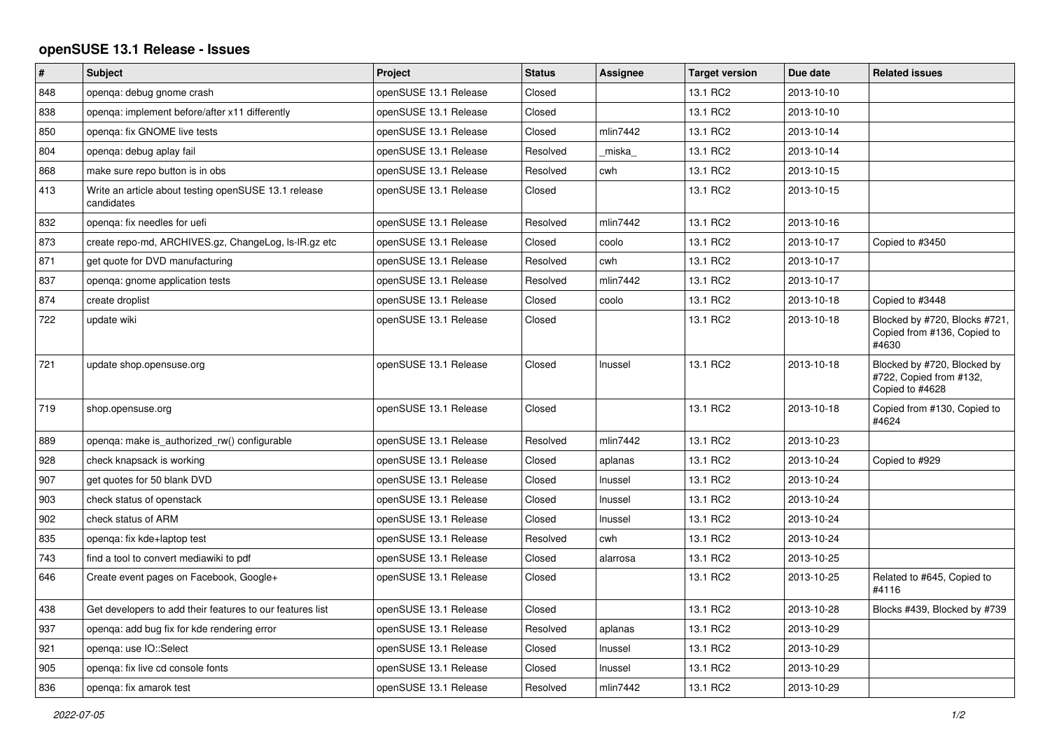# openSUSE 13.1 Release - Issues

| # | Subject | Project | Status | Assignee | Target version | Due date | Related issues |
|---|---|---|---|---|---|---|---|
| 848 | openqa: debug gnome crash | openSUSE 13.1 Release | Closed | | 13.1 RC2 | 2013-10-10 | |
| 838 | openqa: implement before/after x11 differently | openSUSE 13.1 Release | Closed | | 13.1 RC2 | 2013-10-10 | |
| 850 | openqa: fix GNOME live tests | openSUSE 13.1 Release | Closed | mlin7442 | 13.1 RC2 | 2013-10-14 | |
| 804 | openqa: debug aplay fail | openSUSE 13.1 Release | Resolved | _miska_ | 13.1 RC2 | 2013-10-14 | |
| 868 | make sure repo button is in obs | openSUSE 13.1 Release | Resolved | cwh | 13.1 RC2 | 2013-10-15 | |
| 413 | Write an article about testing openSUSE 13.1 release candidates | openSUSE 13.1 Release | Closed | | 13.1 RC2 | 2013-10-15 | |
| 832 | openqa: fix needles for uefi | openSUSE 13.1 Release | Resolved | mlin7442 | 13.1 RC2 | 2013-10-16 | |
| 873 | create repo-md, ARCHIVES.gz, ChangeLog, ls-lR.gz etc | openSUSE 13.1 Release | Closed | coolo | 13.1 RC2 | 2013-10-17 | Copied to #3450 |
| 871 | get quote for DVD manufacturing | openSUSE 13.1 Release | Resolved | cwh | 13.1 RC2 | 2013-10-17 | |
| 837 | openqa: gnome application tests | openSUSE 13.1 Release | Resolved | mlin7442 | 13.1 RC2 | 2013-10-17 | |
| 874 | create droplist | openSUSE 13.1 Release | Closed | coolo | 13.1 RC2 | 2013-10-18 | Copied to #3448 |
| 722 | update wiki | openSUSE 13.1 Release | Closed | | 13.1 RC2 | 2013-10-18 | Blocked by #720, Blocks #721, Copied from #136, Copied to #4630 |
| 721 | update shop.opensuse.org | openSUSE 13.1 Release | Closed | lnussel | 13.1 RC2 | 2013-10-18 | Blocked by #720, Blocked by #722, Copied from #132, Copied to #4628 |
| 719 | shop.opensuse.org | openSUSE 13.1 Release | Closed | | 13.1 RC2 | 2013-10-18 | Copied from #130, Copied to #4624 |
| 889 | openqa: make is_authorized_rw() configurable | openSUSE 13.1 Release | Resolved | mlin7442 | 13.1 RC2 | 2013-10-23 | |
| 928 | check knapsack is working | openSUSE 13.1 Release | Closed | aplanas | 13.1 RC2 | 2013-10-24 | Copied to #929 |
| 907 | get quotes for 50 blank DVD | openSUSE 13.1 Release | Closed | lnussel | 13.1 RC2 | 2013-10-24 | |
| 903 | check status of openstack | openSUSE 13.1 Release | Closed | lnussel | 13.1 RC2 | 2013-10-24 | |
| 902 | check status of ARM | openSUSE 13.1 Release | Closed | lnussel | 13.1 RC2 | 2013-10-24 | |
| 835 | openqa: fix kde+laptop test | openSUSE 13.1 Release | Resolved | cwh | 13.1 RC2 | 2013-10-24 | |
| 743 | find a tool to convert mediawiki to pdf | openSUSE 13.1 Release | Closed | alarrosa | 13.1 RC2 | 2013-10-25 | |
| 646 | Create event pages on Facebook, Google+ | openSUSE 13.1 Release | Closed | | 13.1 RC2 | 2013-10-25 | Related to #645, Copied to #4116 |
| 438 | Get developers to add their features to our features list | openSUSE 13.1 Release | Closed | | 13.1 RC2 | 2013-10-28 | Blocks #439, Blocked by #739 |
| 937 | openqa: add bug fix for kde rendering error | openSUSE 13.1 Release | Resolved | aplanas | 13.1 RC2 | 2013-10-29 | |
| 921 | openqa: use IO::Select | openSUSE 13.1 Release | Closed | lnussel | 13.1 RC2 | 2013-10-29 | |
| 905 | openqa: fix live cd console fonts | openSUSE 13.1 Release | Closed | lnussel | 13.1 RC2 | 2013-10-29 | |
| 836 | openqa: fix amarok test | openSUSE 13.1 Release | Resolved | mlin7442 | 13.1 RC2 | 2013-10-29 | |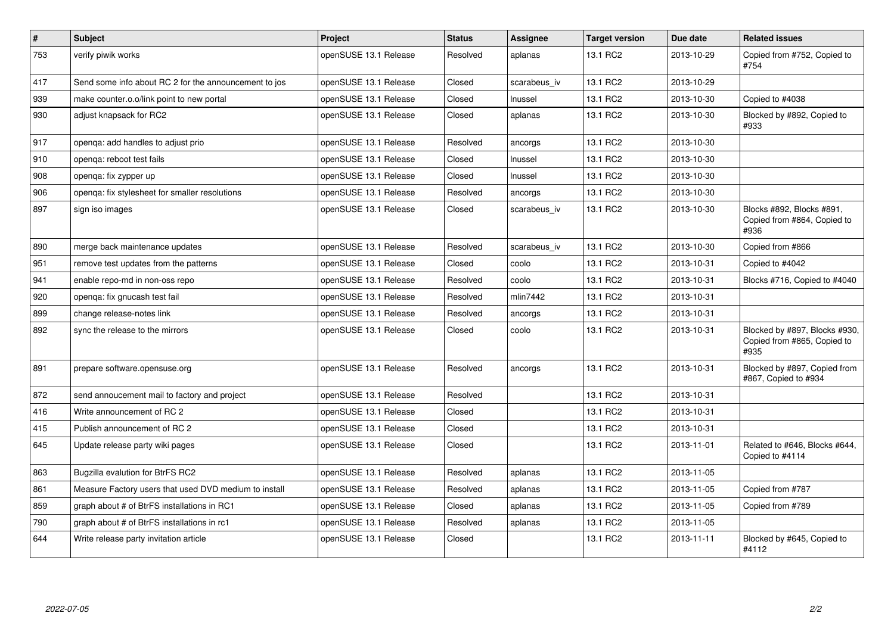| # | Subject | Project | Status | Assignee | Target version | Due date | Related issues |
|---|---|---|---|---|---|---|---|
| 753 | verify piwik works | openSUSE 13.1 Release | Resolved | aplanas | 13.1 RC2 | 2013-10-29 | Copied from #752, Copied to #754 |
| 417 | Send some info about RC 2 for the announcement to jos | openSUSE 13.1 Release | Closed | scarabeus_iv | 13.1 RC2 | 2013-10-29 | |
| 939 | make counter.o.o/link point to new portal | openSUSE 13.1 Release | Closed | lnussel | 13.1 RC2 | 2013-10-30 | Copied to #4038 |
| 930 | adjust knapsack for RC2 | openSUSE 13.1 Release | Closed | aplanas | 13.1 RC2 | 2013-10-30 | Blocked by #892, Copied to #933 |
| 917 | openqa: add handles to adjust prio | openSUSE 13.1 Release | Resolved | ancorgs | 13.1 RC2 | 2013-10-30 | |
| 910 | openqa: reboot test fails | openSUSE 13.1 Release | Closed | lnussel | 13.1 RC2 | 2013-10-30 | |
| 908 | openqa: fix zypper up | openSUSE 13.1 Release | Closed | lnussel | 13.1 RC2 | 2013-10-30 | |
| 906 | openqa: fix stylesheet for smaller resolutions | openSUSE 13.1 Release | Resolved | ancorgs | 13.1 RC2 | 2013-10-30 | |
| 897 | sign iso images | openSUSE 13.1 Release | Closed | scarabeus_iv | 13.1 RC2 | 2013-10-30 | Blocks #892, Blocks #891, Copied from #864, Copied to #936 |
| 890 | merge back maintenance updates | openSUSE 13.1 Release | Resolved | scarabeus_iv | 13.1 RC2 | 2013-10-30 | Copied from #866 |
| 951 | remove test updates from the patterns | openSUSE 13.1 Release | Closed | coolo | 13.1 RC2 | 2013-10-31 | Copied to #4042 |
| 941 | enable repo-md in non-oss repo | openSUSE 13.1 Release | Resolved | coolo | 13.1 RC2 | 2013-10-31 | Blocks #716, Copied to #4040 |
| 920 | openqa: fix gnucash test fail | openSUSE 13.1 Release | Resolved | mlin7442 | 13.1 RC2 | 2013-10-31 | |
| 899 | change release-notes link | openSUSE 13.1 Release | Resolved | ancorgs | 13.1 RC2 | 2013-10-31 | |
| 892 | sync the release to the mirrors | openSUSE 13.1 Release | Closed | coolo | 13.1 RC2 | 2013-10-31 | Blocked by #897, Blocks #930, Copied from #865, Copied to #935 |
| 891 | prepare software.opensuse.org | openSUSE 13.1 Release | Resolved | ancorgs | 13.1 RC2 | 2013-10-31 | Blocked by #897, Copied from #867, Copied to #934 |
| 872 | send annoucement mail to factory and project | openSUSE 13.1 Release | Resolved | | 13.1 RC2 | 2013-10-31 | |
| 416 | Write announcement of RC 2 | openSUSE 13.1 Release | Closed | | 13.1 RC2 | 2013-10-31 | |
| 415 | Publish announcement of RC 2 | openSUSE 13.1 Release | Closed | | 13.1 RC2 | 2013-10-31 | |
| 645 | Update release party wiki pages | openSUSE 13.1 Release | Closed | | 13.1 RC2 | 2013-11-01 | Related to #646, Blocks #644, Copied to #4114 |
| 863 | Bugzilla evalution for BtrFS RC2 | openSUSE 13.1 Release | Resolved | aplanas | 13.1 RC2 | 2013-11-05 | |
| 861 | Measure Factory users that used DVD medium to install | openSUSE 13.1 Release | Resolved | aplanas | 13.1 RC2 | 2013-11-05 | Copied from #787 |
| 859 | graph about # of BtrFS installations in RC1 | openSUSE 13.1 Release | Closed | aplanas | 13.1 RC2 | 2013-11-05 | Copied from #789 |
| 790 | graph about # of BtrFS installations in rc1 | openSUSE 13.1 Release | Resolved | aplanas | 13.1 RC2 | 2013-11-05 | |
| 644 | Write release party invitation article | openSUSE 13.1 Release | Closed | | 13.1 RC2 | 2013-11-11 | Blocked by #645, Copied to #4112 |